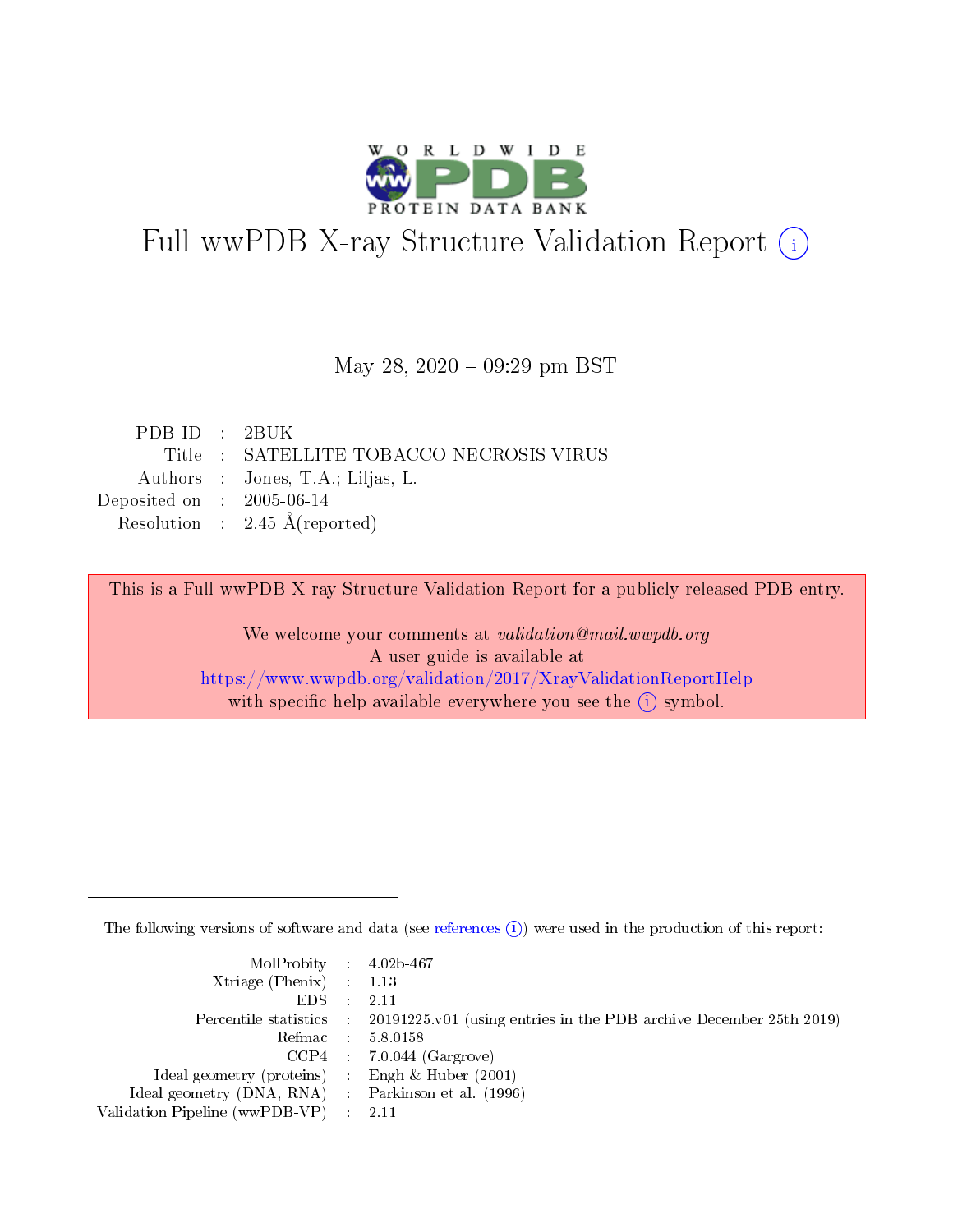# Full wwPDB X-ray Structure Validation Report (i)

May 28, 2020 – 09:29 pm BST

| | | |
|---|---|---|
| PDB ID | : | 2BUK |
| Title | : | SATELLITE TOBACCO NECROSIS VIRUS |
| Authors | : | Jones, T.A.; Liljas, L. |
| Deposited on | : | 2005-06-14 |
| Resolution | : | 2.45 Å(reported) |

This is a Full wwPDB X-ray Structure Validation Report for a publicly released PDB entry.

We welcome your comments at *validation@mail.wwpdb.org*
A user guide is available at
https://www.wwpdb.org/validation/2017/XrayValidationReportHelp
with specific help available everywhere you see the (i) symbol.

The following versions of software and data (see references (i)) were used in the production of this report:

| | | |
|---|---|---|
| MolProbity | : | 4.02b-467 |
| Xtriage (Phenix) | : | 1.13 |
| EDS | : | 2.11 |
| Percentile statistics | : | 20191225.v01 (using entries in the PDB archive December 25th 2019) |
| Refmac | : | 5.8.0158 |
| CCP4 | : | 7.0.044 (Gargrove) |
| Ideal geometry (proteins) | : | Engh & Huber (2001) |
| Ideal geometry (DNA, RNA) | : | Parkinson et al. (1996) |
| Validation Pipeline (wwPDB-VP) | : | 2.11 |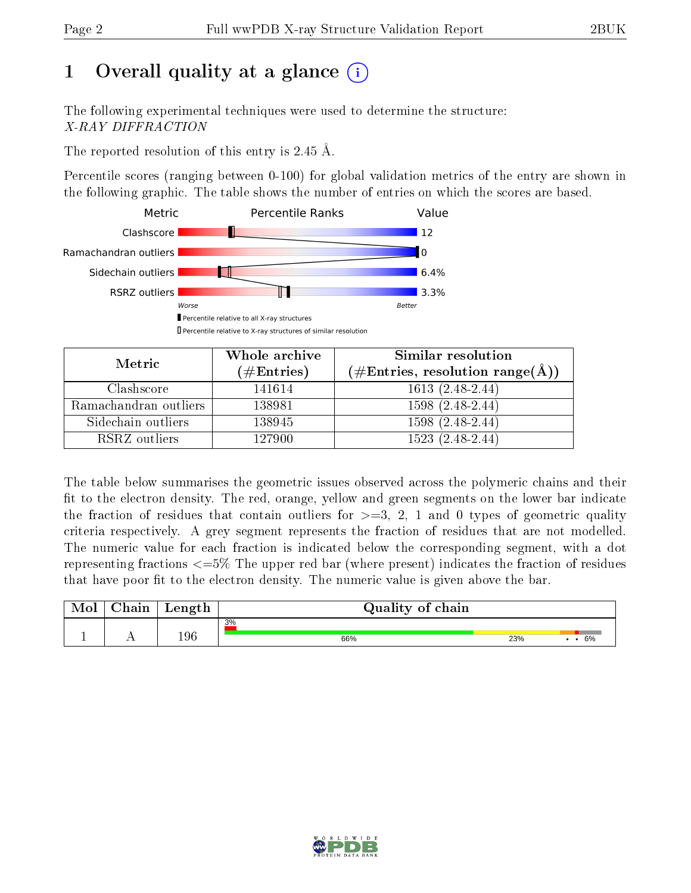# 1 Overall quality at a glance (i)

The following experimental techniques were used to determine the structure:
*X-RAY DIFFRACTION*

The reported resolution of this entry is 2.45 Å.

Percentile scores (ranging between 0-100) for global validation metrics of the entry are shown in the following graphic. The table shows the number of entries on which the scores are based.

| Metric | Value |
|---|---|
| Clashscore | 12 |
| Ramachandran outliers | 0 |
| Sidechain outliers | 6.4% |
| RSRZ outliers | 3.3% |

Worse — Better

▮ Percentile relative to all X-ray structures

▯ Percentile relative to X-ray structures of similar resolution

| Metric | Whole archive (#Entries) | Similar resolution (#Entries, resolution range(Å)) |
|---|---|---|
| Clashscore | 141614 | 1613 (2.48-2.44) |
| Ramachandran outliers | 138981 | 1598 (2.48-2.44) |
| Sidechain outliers | 138945 | 1598 (2.48-2.44) |
| RSRZ outliers | 127900 | 1523 (2.48-2.44) |

The table below summarises the geometric issues observed across the polymeric chains and their fit to the electron density. The red, orange, yellow and green segments on the lower bar indicate the fraction of residues that contain outliers for >=3, 2, 1 and 0 types of geometric quality criteria respectively. A grey segment represents the fraction of residues that are not modelled. The numeric value for each fraction is indicated below the corresponding segment, with a dot representing fractions <=5% The upper red bar (where present) indicates the fraction of residues that have poor fit to the electron density. The numeric value is given above the bar.

| Mol | Chain | Length | Quality of chain |
|---|---|---|---|
| 1 | A | 196 | 3% (poor fit); 66%, 23%, •, •, 6% |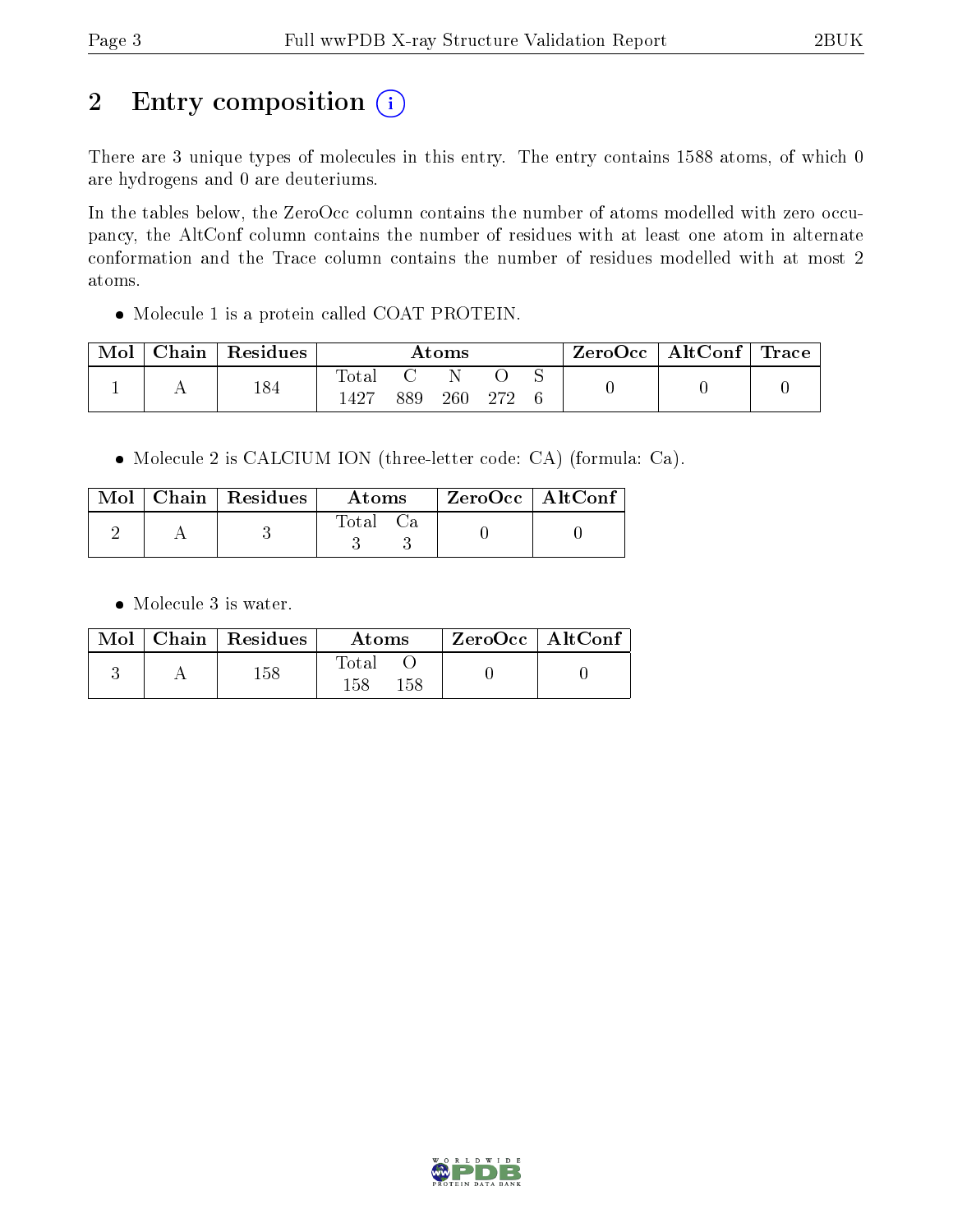# 2 Entry composition (i)

There are 3 unique types of molecules in this entry. The entry contains 1588 atoms, of which 0 are hydrogens and 0 are deuteriums.

In the tables below, the ZeroOcc column contains the number of atoms modelled with zero occupancy, the AltConf column contains the number of residues with at least one atom in alternate conformation and the Trace column contains the number of residues modelled with at most 2 atoms.

- Molecule 1 is a protein called COAT PROTEIN.

| Mol | Chain | Residues | Atoms | | | | | ZeroOcc | AltConf | Trace |
|---|---|---|---|---|---|---|---|---|---|---|
| 1 | A | 184 | Total | C | N | O | S | 0 | 0 | 0 |
| | | | 1427 | 889 | 260 | 272 | 6 | | | |

- Molecule 2 is CALCIUM ION (three-letter code: CA) (formula: Ca).

| Mol | Chain | Residues | Atoms | | ZeroOcc | AltConf |
|---|---|---|---|---|---|---|
| 2 | A | 3 | Total | Ca | 0 | 0 |
| | | | 3 | 3 | | |

- Molecule 3 is water.

| Mol | Chain | Residues | Atoms | | ZeroOcc | AltConf |
|---|---|---|---|---|---|---|
| 3 | A | 158 | Total | O | 0 | 0 |
| | | | 158 | 158 | | |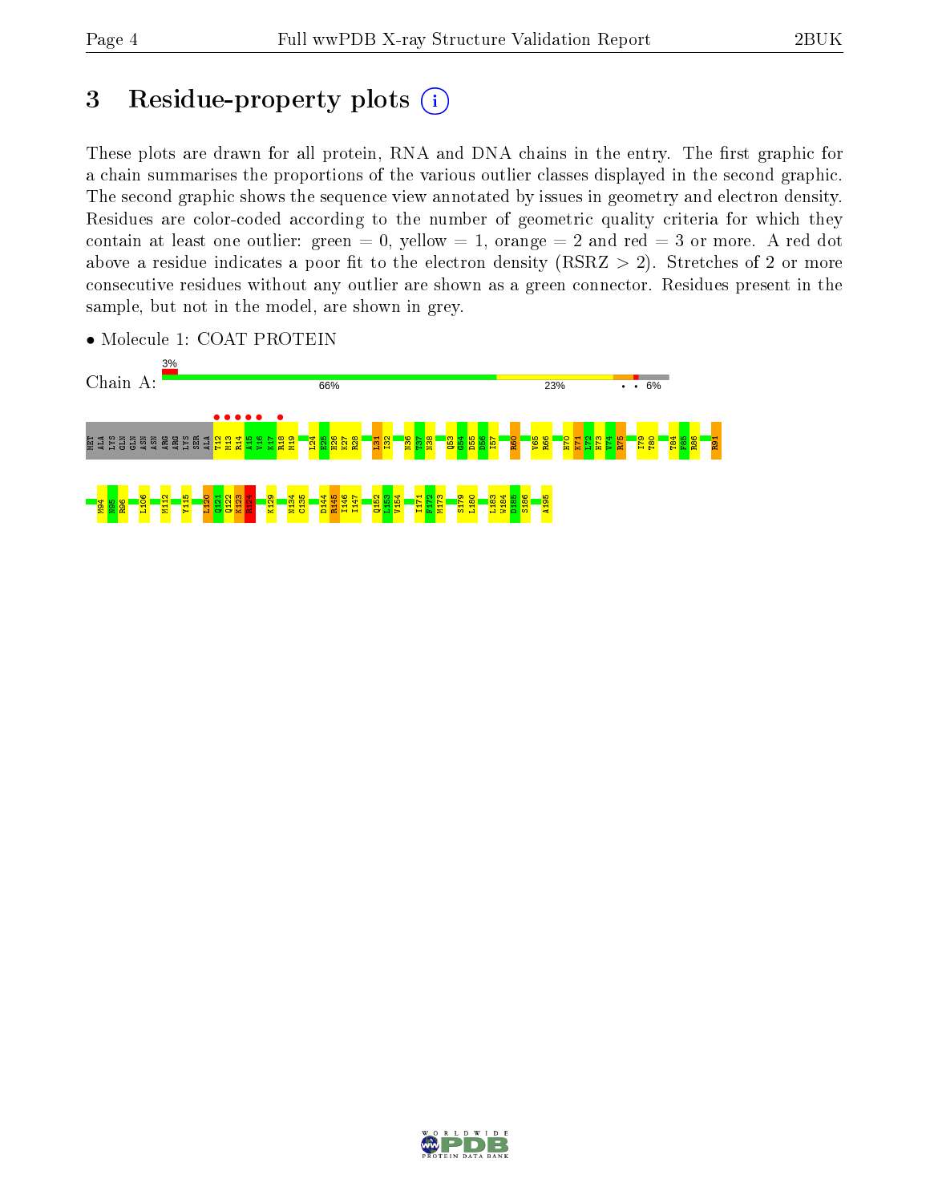# 3 Residue-property plots

These plots are drawn for all protein, RNA and DNA chains in the entry. The first graphic for a chain summarises the proportions of the various outlier classes displayed in the second graphic. The second graphic shows the sequence view annotated by issues in geometry and electron density. Residues are color-coded according to the number of geometric quality criteria for which they contain at least one outlier: green = 0, yellow = 1, orange = 2 and red = 3 or more. A red dot above a residue indicates a poor fit to the electron density (RSRZ > 2). Stretches of 2 or more consecutive residues without any outlier are shown as a green connector. Residues present in the sample, but not in the model, are shown in grey.

- Molecule 1: COAT PROTEIN

Chain A: 3% | 66% | 23% | • • 6%

MET ALA LYS GLN GLN ASN ASN ARG ARG LYS SER ALA T12 M13 R14 A15 V16 K17 R18 M19 L24 E25 H26 K27 R28 L31 I32 N36 T37 N38 Q53 G54 D55 D56 I57 R60 V65 R66 H70 K71 L72 H73 V74 R75 I79 T80 T84 F85 R86 R91

M94 N95 R96 L106 M112 Y115 L120 Q121 Q122 K123 K124 K129 N134 C135 D144 R145 I146 I147 Q152 L153 V154 I171 F172 M173 S179 L180 L183 W184 D185 S186 A195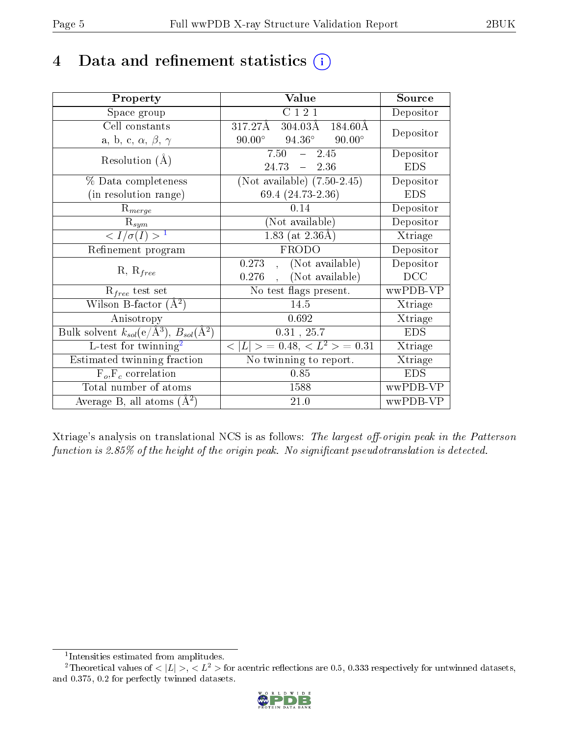# 4 Data and refinement statistics

| Property | Value | Source |
|---|---|---|
| Space group | C 1 2 1 | Depositor |
| Cell constants<br>a, b, c, $\alpha$, $\beta$, $\gamma$ | 317.27Å 304.03Å 184.60Å<br>90.00° 94.36° 90.00° | Depositor |
| Resolution (Å) | 7.50 – 2.45<br>24.73 – 2.36 | Depositor<br>EDS |
| % Data completeness<br>(in resolution range) | (Not available) (7.50-2.45)<br>69.4 (24.73-2.36) | Depositor<br>EDS |
| $R_{merge}$ | 0.14 | Depositor |
| $R_{sym}$ | (Not available) | Depositor |
| $< I/\sigma(I) >$ [1] | 1.83 (at 2.36Å) | Xtriage |
| Refinement program | FRODO | Depositor |
| R, $R_{free}$ | 0.273 , (Not available)<br>0.276 , (Not available) | Depositor<br>DCC |
| $R_{free}$ test set | No test flags present. | wwPDB-VP |
| Wilson B-factor (Å$^2$) | 14.5 | Xtriage |
| Anisotropy | 0.692 | Xtriage |
| Bulk solvent $k_{sol}$(e/Å$^3$), $B_{sol}$(Å$^2$) | 0.31 , 25.7 | EDS |
| L-test for twinning[2] | $< \|L\| > = 0.48$, $< L^2 > = 0.31$ | Xtriage |
| Estimated twinning fraction | No twinning to report. | Xtriage |
| $F_o$,$F_c$ correlation | 0.85 | EDS |
| Total number of atoms | 1588 | wwPDB-VP |
| Average B, all atoms (Å$^2$) | 21.0 | wwPDB-VP |

Xtriage's analysis on translational NCS is as follows: *The largest off-origin peak in the Patterson function is 2.85% of the height of the origin peak. No significant pseudotranslation is detected.*

[1] Intensities estimated from amplitudes.

[2] Theoretical values of $< |L| >$, $< L^2 >$ for acentric reflections are 0.5, 0.333 respectively for untwinned datasets, and 0.375, 0.2 for perfectly twinned datasets.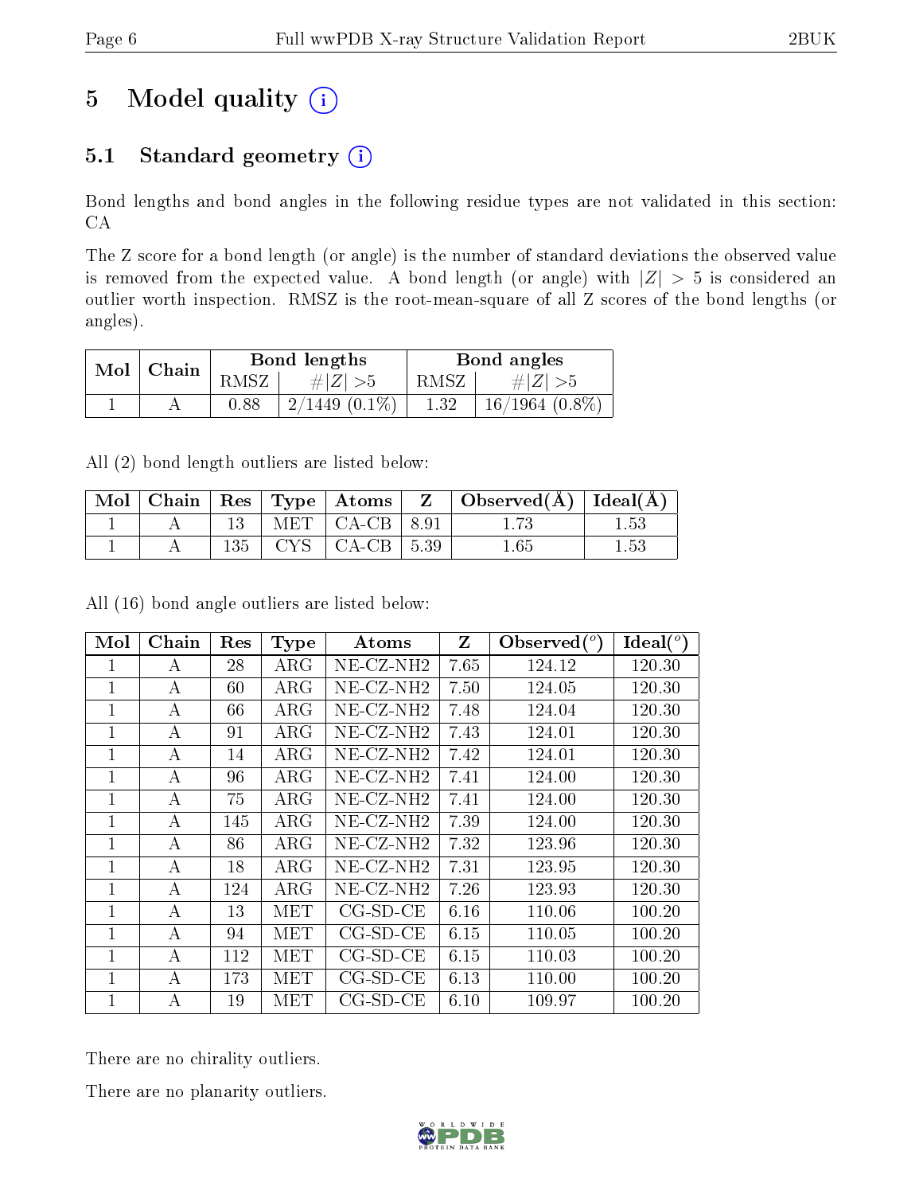# 5 Model quality

## 5.1 Standard geometry

Bond lengths and bond angles in the following residue types are not validated in this section: CA

The Z score for a bond length (or angle) is the number of standard deviations the observed value is removed from the expected value. A bond length (or angle) with $|Z| > 5$ is considered an outlier worth inspection. RMSZ is the root-mean-square of all Z scores of the bond lengths (or angles).

| Mol | Chain | Bond lengths | | Bond angles | |
|---|---|---|---|---|---|
| | | RMSZ | $\#|Z| > 5$ | RMSZ | $\#|Z| > 5$ |
| 1 | A | 0.88 | 2/1449 (0.1%) | 1.32 | 16/1964 (0.8%) |

All (2) bond length outliers are listed below:

| Mol | Chain | Res | Type | Atoms | Z | Observed(Å) | Ideal(Å) |
|---|---|---|---|---|---|---|---|
| 1 | A | 13 | MET | CA-CB | 8.91 | 1.73 | 1.53 |
| 1 | A | 135 | CYS | CA-CB | 5.39 | 1.65 | 1.53 |

All (16) bond angle outliers are listed below:

| Mol | Chain | Res | Type | Atoms | Z | Observed($^o$) | Ideal($^o$) |
|---|---|---|---|---|---|---|---|
| 1 | A | 28 | ARG | NE-CZ-NH2 | 7.65 | 124.12 | 120.30 |
| 1 | A | 60 | ARG | NE-CZ-NH2 | 7.50 | 124.05 | 120.30 |
| 1 | A | 66 | ARG | NE-CZ-NH2 | 7.48 | 124.04 | 120.30 |
| 1 | A | 91 | ARG | NE-CZ-NH2 | 7.43 | 124.01 | 120.30 |
| 1 | A | 14 | ARG | NE-CZ-NH2 | 7.42 | 124.01 | 120.30 |
| 1 | A | 96 | ARG | NE-CZ-NH2 | 7.41 | 124.00 | 120.30 |
| 1 | A | 75 | ARG | NE-CZ-NH2 | 7.41 | 124.00 | 120.30 |
| 1 | A | 145 | ARG | NE-CZ-NH2 | 7.39 | 124.00 | 120.30 |
| 1 | A | 86 | ARG | NE-CZ-NH2 | 7.32 | 123.96 | 120.30 |
| 1 | A | 18 | ARG | NE-CZ-NH2 | 7.31 | 123.95 | 120.30 |
| 1 | A | 124 | ARG | NE-CZ-NH2 | 7.26 | 123.93 | 120.30 |
| 1 | A | 13 | MET | CG-SD-CE | 6.16 | 110.06 | 100.20 |
| 1 | A | 94 | MET | CG-SD-CE | 6.15 | 110.05 | 100.20 |
| 1 | A | 112 | MET | CG-SD-CE | 6.15 | 110.03 | 100.20 |
| 1 | A | 173 | MET | CG-SD-CE | 6.13 | 110.00 | 100.20 |
| 1 | A | 19 | MET | CG-SD-CE | 6.10 | 109.97 | 100.20 |

There are no chirality outliers.

There are no planarity outliers.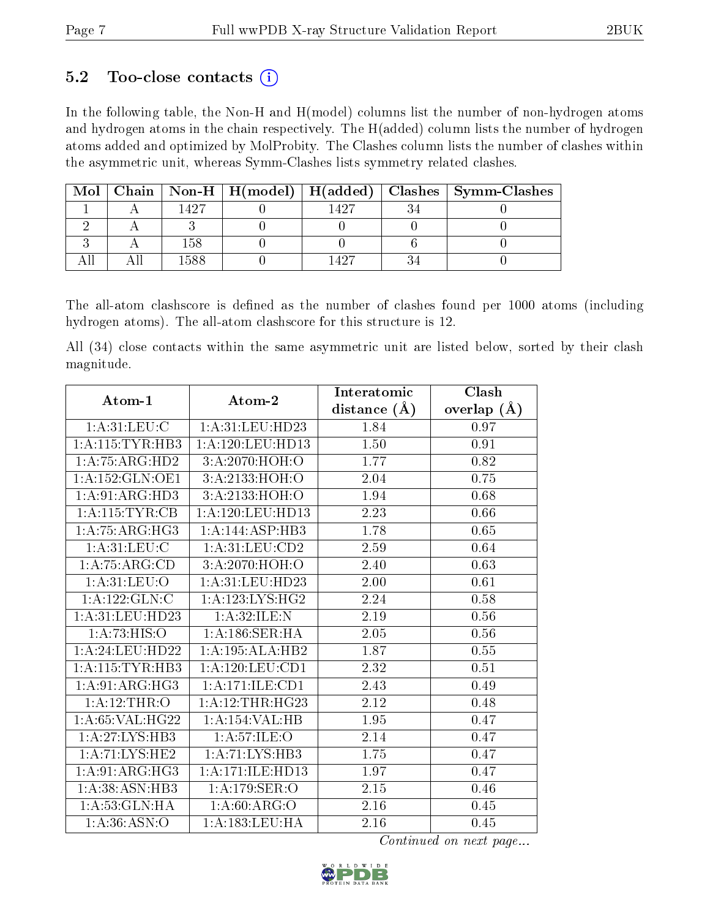## 5.2 Too-close contacts (i)

In the following table, the Non-H and H(model) columns list the number of non-hydrogen atoms and hydrogen atoms in the chain respectively. The H(added) column lists the number of hydrogen atoms added and optimized by MolProbity. The Clashes column lists the number of clashes within the asymmetric unit, whereas Symm-Clashes lists symmetry related clashes.

| Mol | Chain | Non-H | H(model) | H(added) | Clashes | Symm-Clashes |
|---|---|---|---|---|---|---|
| 1 | A | 1427 | 0 | 1427 | 34 | 0 |
| 2 | A | 3 | 0 | 0 | 0 | 0 |
| 3 | A | 158 | 0 | 0 | 6 | 0 |
| All | All | 1588 | 0 | 1427 | 34 | 0 |

The all-atom clashscore is defined as the number of clashes found per 1000 atoms (including hydrogen atoms). The all-atom clashscore for this structure is 12.

All (34) close contacts within the same asymmetric unit are listed below, sorted by their clash magnitude.

| Atom-1 | Atom-2 | Interatomic distance (Å) | Clash overlap (Å) |
|---|---|---|---|
| 1:A:31:LEU:C | 1:A:31:LEU:HD23 | 1.84 | 0.97 |
| 1:A:115:TYR:HB3 | 1:A:120:LEU:HD13 | 1.50 | 0.91 |
| 1:A:75:ARG:HD2 | 3:A:2070:HOH:O | 1.77 | 0.82 |
| 1:A:152:GLN:OE1 | 3:A:2133:HOH:O | 2.04 | 0.75 |
| 1:A:91:ARG:HD3 | 3:A:2133:HOH:O | 1.94 | 0.68 |
| 1:A:115:TYR:CB | 1:A:120:LEU:HD13 | 2.23 | 0.66 |
| 1:A:75:ARG:HG3 | 1:A:144:ASP:HB3 | 1.78 | 0.65 |
| 1:A:31:LEU:C | 1:A:31:LEU:CD2 | 2.59 | 0.64 |
| 1:A:75:ARG:CD | 3:A:2070:HOH:O | 2.40 | 0.63 |
| 1:A:31:LEU:O | 1:A:31:LEU:HD23 | 2.00 | 0.61 |
| 1:A:122:GLN:C | 1:A:123:LYS:HG2 | 2.24 | 0.58 |
| 1:A:31:LEU:HD23 | 1:A:32:ILE:N | 2.19 | 0.56 |
| 1:A:73:HIS:O | 1:A:186:SER:HA | 2.05 | 0.56 |
| 1:A:24:LEU:HD22 | 1:A:195:ALA:HB2 | 1.87 | 0.55 |
| 1:A:115:TYR:HB3 | 1:A:120:LEU:CD1 | 2.32 | 0.51 |
| 1:A:91:ARG:HG3 | 1:A:171:ILE:CD1 | 2.43 | 0.49 |
| 1:A:12:THR:O | 1:A:12:THR:HG23 | 2.12 | 0.48 |
| 1:A:65:VAL:HG22 | 1:A:154:VAL:HB | 1.95 | 0.47 |
| 1:A:27:LYS:HB3 | 1:A:57:ILE:O | 2.14 | 0.47 |
| 1:A:71:LYS:HE2 | 1:A:71:LYS:HB3 | 1.75 | 0.47 |
| 1:A:91:ARG:HG3 | 1:A:171:ILE:HD13 | 1.97 | 0.47 |
| 1:A:38:ASN:HB3 | 1:A:179:SER:O | 2.15 | 0.46 |
| 1:A:53:GLN:HA | 1:A:60:ARG:O | 2.16 | 0.45 |
| 1:A:36:ASN:O | 1:A:183:LEU:HA | 2.16 | 0.45 |

*Continued on next page...*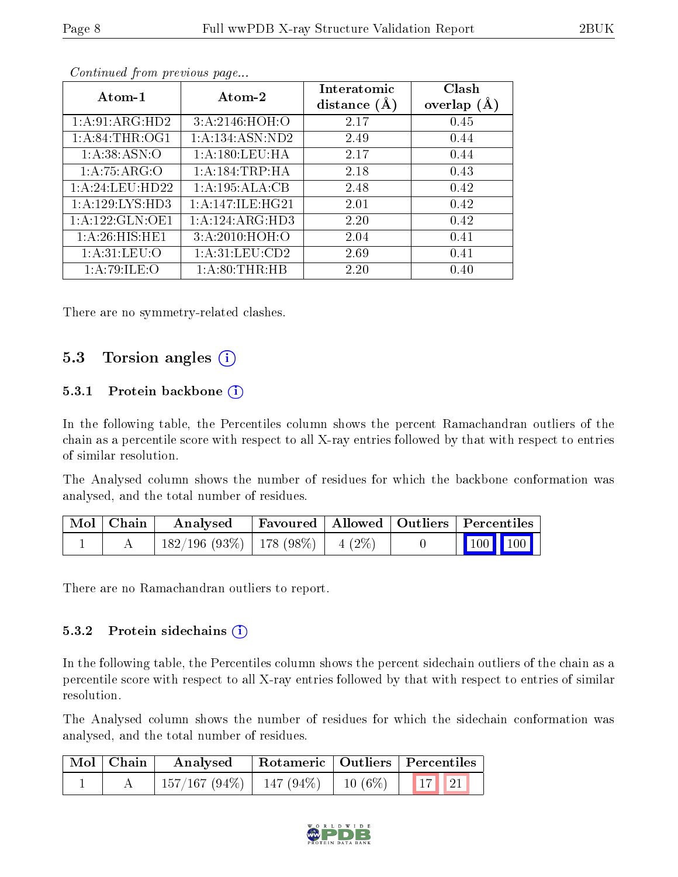*Continued from previous page...*

| Atom-1 | Atom-2 | Interatomic distance (Å) | Clash overlap (Å) |
|---|---|---|---|
| 1:A:91:ARG:HD2 | 3:A:2146:HOH:O | 2.17 | 0.45 |
| 1:A:84:THR:OG1 | 1:A:134:ASN:ND2 | 2.49 | 0.44 |
| 1:A:38:ASN:O | 1:A:180:LEU:HA | 2.17 | 0.44 |
| 1:A:75:ARG:O | 1:A:184:TRP:HA | 2.18 | 0.43 |
| 1:A:24:LEU:HD22 | 1:A:195:ALA:CB | 2.48 | 0.42 |
| 1:A:129:LYS:HD3 | 1:A:147:ILE:HG21 | 2.01 | 0.42 |
| 1:A:122:GLN:OE1 | 1:A:124:ARG:HD3 | 2.20 | 0.42 |
| 1:A:26:HIS:HE1 | 3:A:2010:HOH:O | 2.04 | 0.41 |
| 1:A:31:LEU:O | 1:A:31:LEU:CD2 | 2.69 | 0.41 |
| 1:A:79:ILE:O | 1:A:80:THR:HB | 2.20 | 0.40 |

There are no symmetry-related clashes.

## 5.3 Torsion angles

### 5.3.1 Protein backbone

In the following table, the Percentiles column shows the percent Ramachandran outliers of the chain as a percentile score with respect to all X-ray entries followed by that with respect to entries of similar resolution.

The Analysed column shows the number of residues for which the backbone conformation was analysed, and the total number of residues.

| Mol | Chain | Analysed | Favoured | Allowed | Outliers | Percentiles | |
|---|---|---|---|---|---|---|---|
| 1 | A | 182/196 (93%) | 178 (98%) | 4 (2%) | 0 | 100 | 100 |

There are no Ramachandran outliers to report.

### 5.3.2 Protein sidechains

In the following table, the Percentiles column shows the percent sidechain outliers of the chain as a percentile score with respect to all X-ray entries followed by that with respect to entries of similar resolution.

The Analysed column shows the number of residues for which the sidechain conformation was analysed, and the total number of residues.

| Mol | Chain | Analysed | Rotameric | Outliers | Percentiles | |
|---|---|---|---|---|---|---|
| 1 | A | 157/167 (94%) | 147 (94%) | 10 (6%) | 17 | 21 |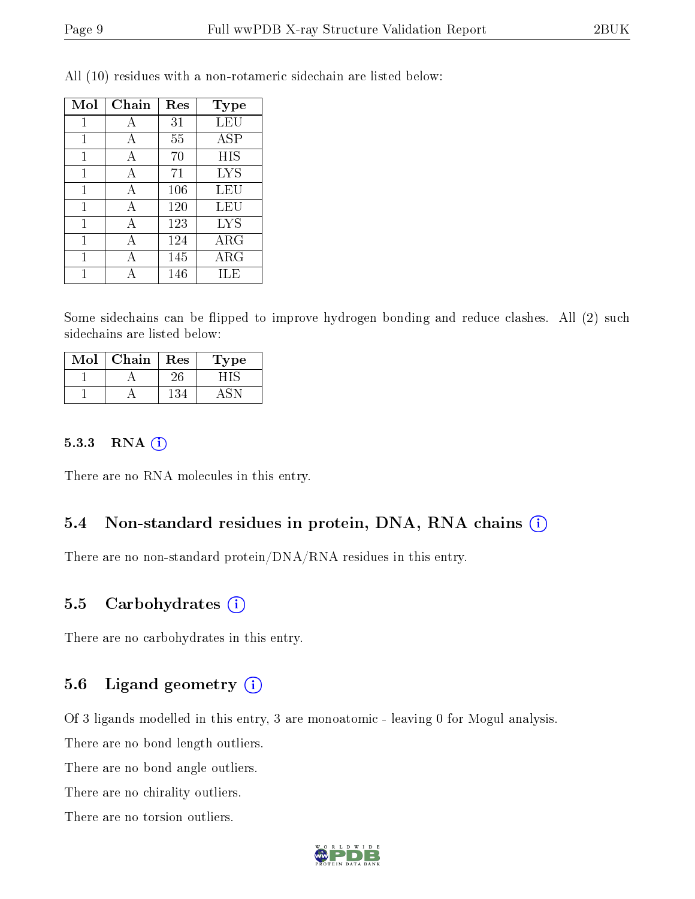All (10) residues with a non-rotameric sidechain are listed below:

| Mol | Chain | Res | Type |
|---|---|---|---|
| 1 | A | 31 | LEU |
| 1 | A | 55 | ASP |
| 1 | A | 70 | HIS |
| 1 | A | 71 | LYS |
| 1 | A | 106 | LEU |
| 1 | A | 120 | LEU |
| 1 | A | 123 | LYS |
| 1 | A | 124 | ARG |
| 1 | A | 145 | ARG |
| 1 | A | 146 | ILE |

Some sidechains can be flipped to improve hydrogen bonding and reduce clashes. All (2) such sidechains are listed below:

| Mol | Chain | Res | Type |
|---|---|---|---|
| 1 | A | 26 | HIS |
| 1 | A | 134 | ASN |

#### 5.3.3 RNA (i)

There are no RNA molecules in this entry.

### 5.4 Non-standard residues in protein, DNA, RNA chains (i)

There are no non-standard protein/DNA/RNA residues in this entry.

### 5.5 Carbohydrates (i)

There are no carbohydrates in this entry.

### 5.6 Ligand geometry (i)

Of 3 ligands modelled in this entry, 3 are monoatomic - leaving 0 for Mogul analysis.

There are no bond length outliers.

There are no bond angle outliers.

There are no chirality outliers.

There are no torsion outliers.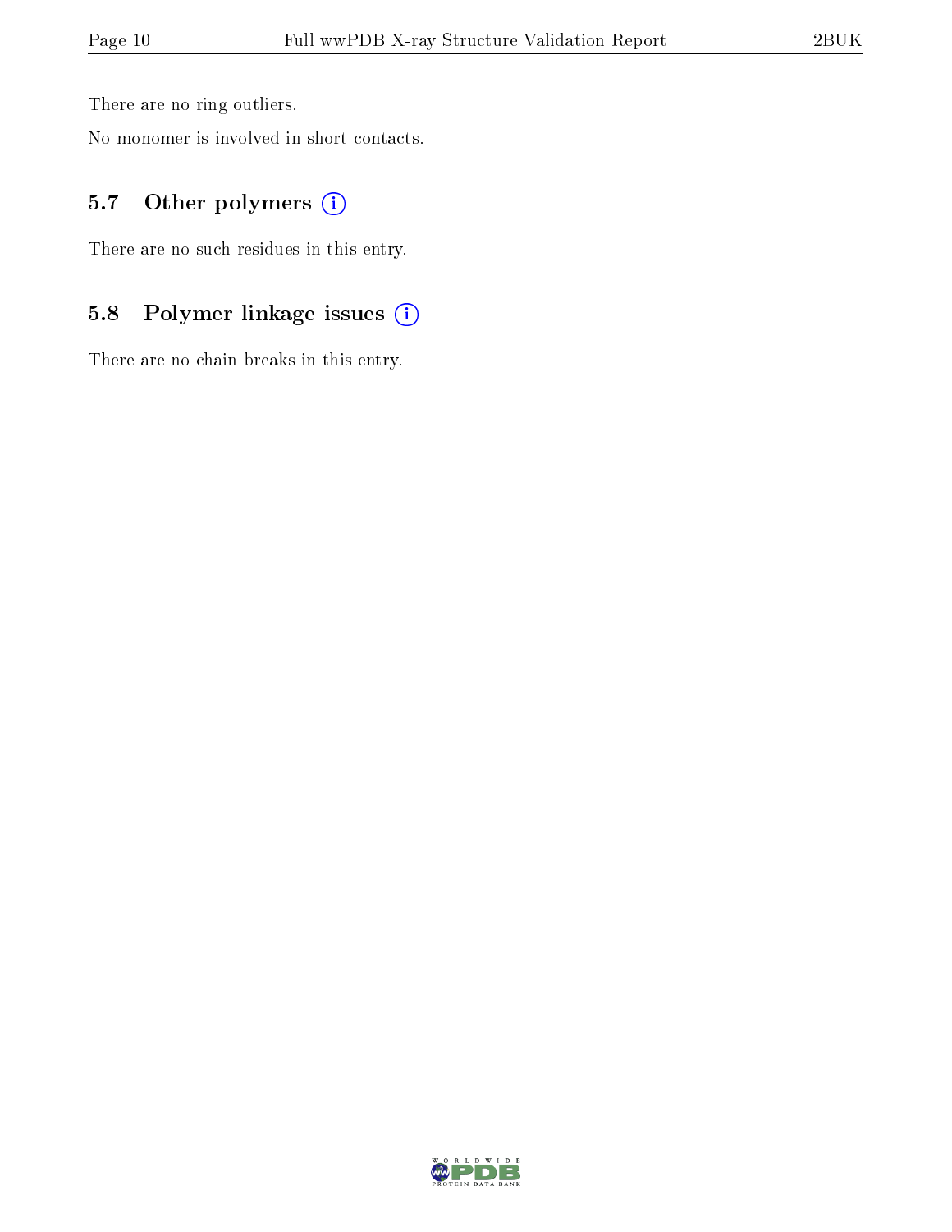There are no ring outliers.

No monomer is involved in short contacts.

### 5.7 Other polymers

There are no such residues in this entry.

### 5.8 Polymer linkage issues

There are no chain breaks in this entry.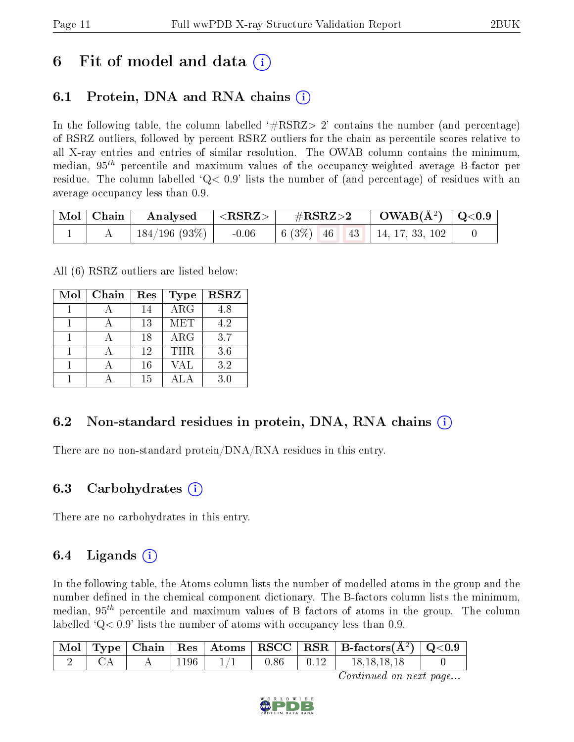# 6 Fit of model and data (i)

## 6.1 Protein, DNA and RNA chains (i)

In the following table, the column labelled '#RSRZ> 2' contains the number (and percentage) of RSRZ outliers, followed by percent RSRZ outliers for the chain as percentile scores relative to all X-ray entries and entries of similar resolution. The OWAB column contains the minimum, median, $95^{th}$ percentile and maximum values of the occupancy-weighted average B-factor per residue. The column labelled 'Q< 0.9' lists the number of (and percentage) of residues with an average occupancy less than 0.9.

| Mol | Chain | Analysed | <RSRZ> | #RSRZ>2 | | | OWAB(Å$^2$) | Q<0.9 |
|---|---|---|---|---|---|---|---|---|
| 1 | A | 184/196 (93%) | -0.06 | 6 (3%) | 46 | 43 | 14, 17, 33, 102 | 0 |

All (6) RSRZ outliers are listed below:

| Mol | Chain | Res | Type | RSRZ |
|---|---|---|---|---|
| 1 | A | 14 | ARG | 4.8 |
| 1 | A | 13 | MET | 4.2 |
| 1 | A | 18 | ARG | 3.7 |
| 1 | A | 12 | THR | 3.6 |
| 1 | A | 16 | VAL | 3.2 |
| 1 | A | 15 | ALA | 3.0 |

## 6.2 Non-standard residues in protein, DNA, RNA chains (i)

There are no non-standard protein/DNA/RNA residues in this entry.

## 6.3 Carbohydrates (i)

There are no carbohydrates in this entry.

## 6.4 Ligands (i)

In the following table, the Atoms column lists the number of modelled atoms in the group and the number defined in the chemical component dictionary. The B-factors column lists the minimum, median, $95^{th}$ percentile and maximum values of B factors of atoms in the group. The column labelled 'Q< 0.9' lists the number of atoms with occupancy less than 0.9.

| Mol | Type | Chain | Res | Atoms | RSCC | RSR | B-factors(Å$^2$) | Q<0.9 |
|---|---|---|---|---|---|---|---|---|
| 2 | CA | A | 1196 | 1/1 | 0.86 | 0.12 | 18,18,18,18 | 0 |

*Continued on next page...*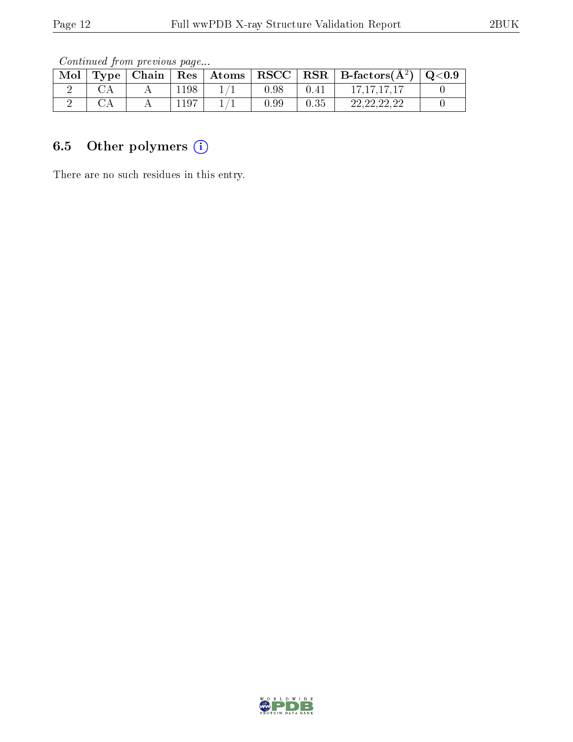*Continued from previous page...*

| Mol | Type | Chain | Res | Atoms | RSCC | RSR | B-factors($Å^2$) | Q<0.9 |
|---|---|---|---|---|---|---|---|---|
| 2 | CA | A | 1198 | 1/1 | 0.98 | 0.41 | 17,17,17,17 | 0 |
| 2 | CA | A | 1197 | 1/1 | 0.99 | 0.35 | 22,22,22,22 | 0 |

### 6.5 Other polymers

There are no such residues in this entry.